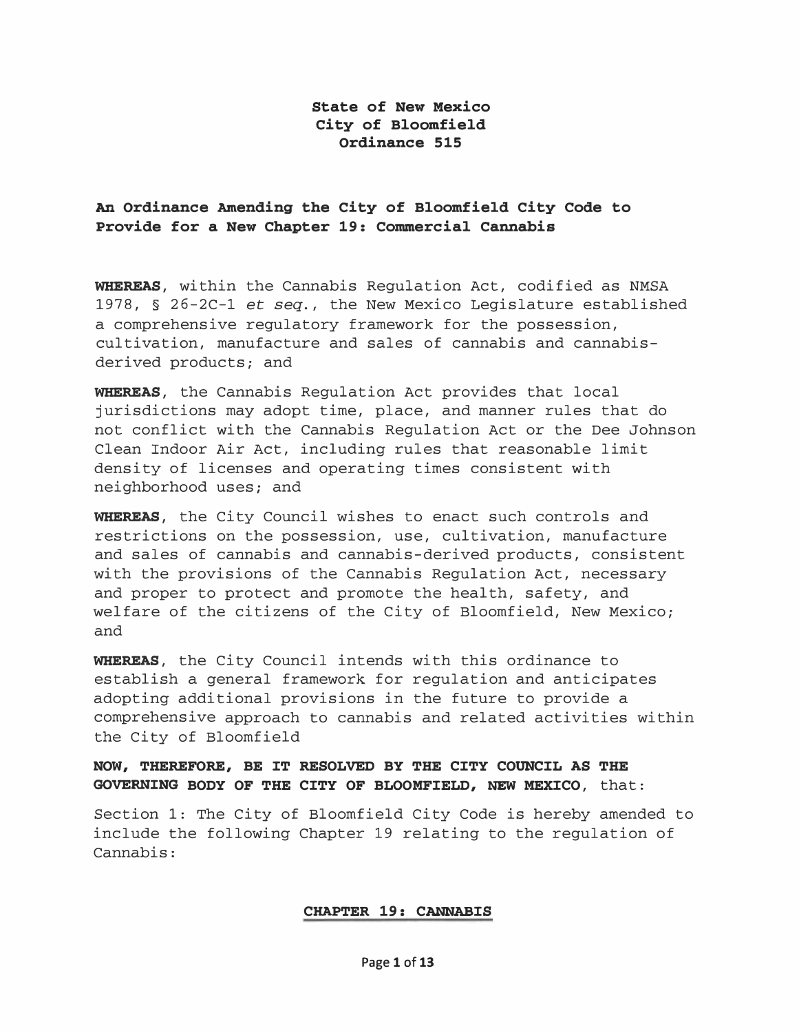**State of New Mexico**
**City of Bloomfield**
**Ordinance 515**

## An Ordinance Amending the City of Bloomfield City Code to Provide for a New Chapter 19: Commercial Cannabis

**WHEREAS**, within the Cannabis Regulation Act, codified as NMSA 1978, § 26-2C-1 *et seq.*, the New Mexico Legislature established a comprehensive regulatory framework for the possession, cultivation, manufacture and sales of cannabis and cannabis-derived products; and

**WHEREAS**, the Cannabis Regulation Act provides that local jurisdictions may adopt time, place, and manner rules that do not conflict with the Cannabis Regulation Act or the Dee Johnson Clean Indoor Air Act, including rules that reasonable limit density of licenses and operating times consistent with neighborhood uses; and

**WHEREAS**, the City Council wishes to enact such controls and restrictions on the possession, use, cultivation, manufacture and sales of cannabis and cannabis-derived products, consistent with the provisions of the Cannabis Regulation Act, necessary and proper to protect and promote the health, safety, and welfare of the citizens of the City of Bloomfield, New Mexico; and

**WHEREAS**, the City Council intends with this ordinance to establish a general framework for regulation and anticipates adopting additional provisions in the future to provide a comprehensive approach to cannabis and related activities within the City of Bloomfield

**NOW, THEREFORE, BE IT RESOLVED BY THE CITY COUNCIL AS THE GOVERNING BODY OF THE CITY OF BLOOMFIELD, NEW MEXICO**, that:

Section 1: The City of Bloomfield City Code is hereby amended to include the following Chapter 19 relating to the regulation of Cannabis:

## CHAPTER 19: CANNABIS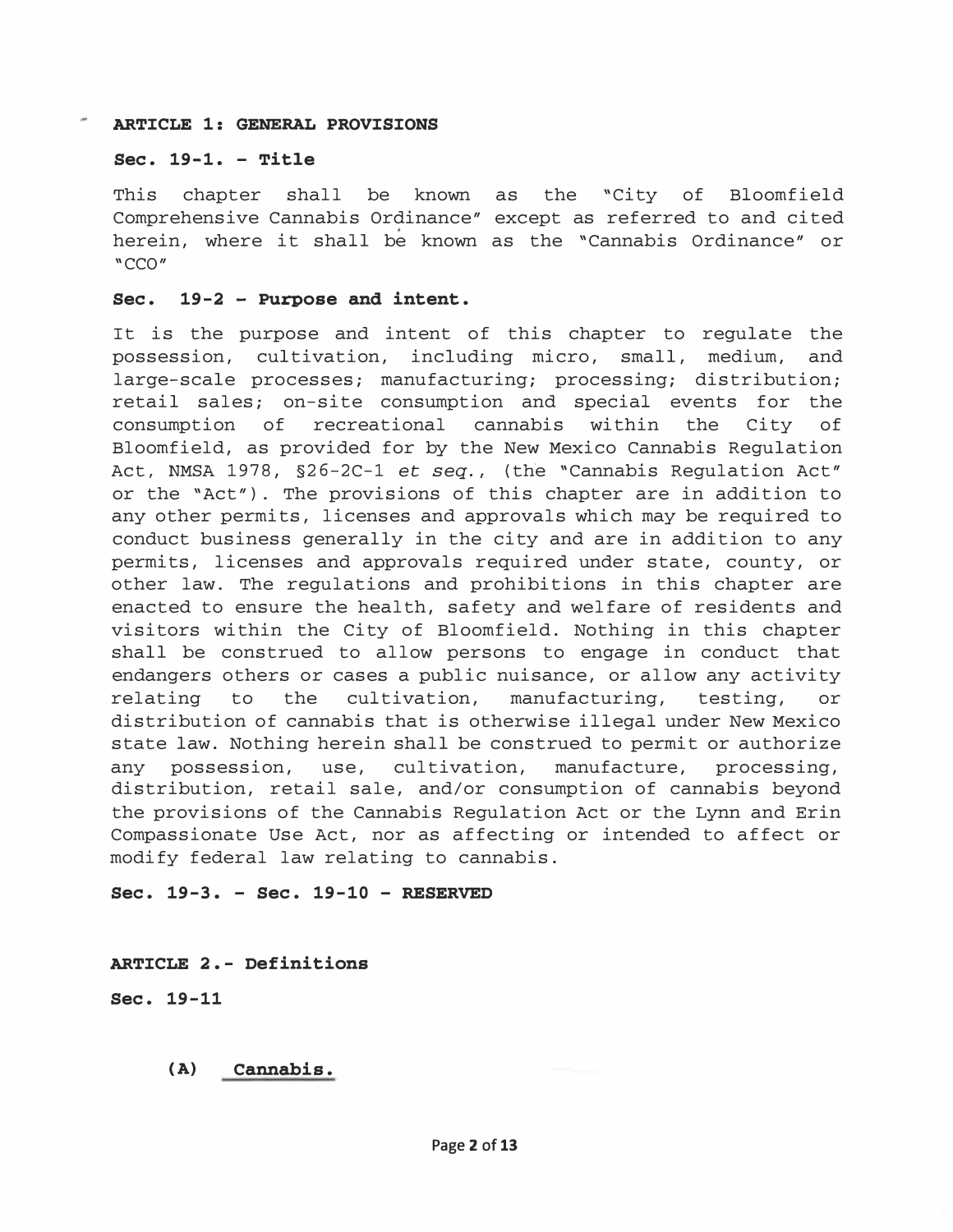**ARTICLE 1: GENERAL PROVISIONS**

**Sec. 19-1. - Title**

This chapter shall be known as the "City of Bloomfield Comprehensive Cannabis Ordinance" except as referred to and cited herein, where it shall be known as the "Cannabis Ordinance" or "CCO"

**Sec. 19-2 - Purpose and intent.**

It is the purpose and intent of this chapter to regulate the possession, cultivation, including micro, small, medium, and large-scale processes; manufacturing; processing; distribution; retail sales; on-site consumption and special events for the consumption of recreational cannabis within the City of Bloomfield, as provided for by the New Mexico Cannabis Regulation Act, NMSA 1978, §26-2C-1 *et seq.*, (the "Cannabis Regulation Act" or the "Act"). The provisions of this chapter are in addition to any other permits, licenses and approvals which may be required to conduct business generally in the city and are in addition to any permits, licenses and approvals required under state, county, or other law. The regulations and prohibitions in this chapter are enacted to ensure the health, safety and welfare of residents and visitors within the City of Bloomfield. Nothing in this chapter shall be construed to allow persons to engage in conduct that endangers others or cases a public nuisance, or allow any activity relating to the cultivation, manufacturing, testing, or distribution of cannabis that is otherwise illegal under New Mexico state law. Nothing herein shall be construed to permit or authorize any possession, use, cultivation, manufacture, processing, distribution, retail sale, and/or consumption of cannabis beyond the provisions of the Cannabis Regulation Act or the Lynn and Erin Compassionate Use Act, nor as affecting or intended to affect or modify federal law relating to cannabis.

**Sec. 19-3. - Sec. 19-10 - RESERVED**

**ARTICLE 2.- Definitions**

**Sec. 19-11**

**(A) Cannabis.**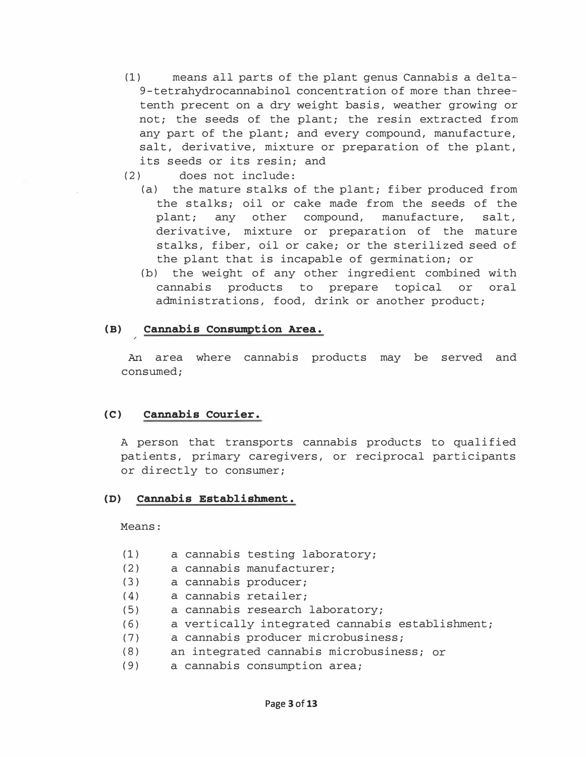(1) means all parts of the plant genus Cannabis a delta-9-tetrahydrocannabinol concentration of more than three-tenth precent on a dry weight basis, weather growing or not; the seeds of the plant; the resin extracted from any part of the plant; and every compound, manufacture, salt, derivative, mixture or preparation of the plant, its seeds or its resin; and

(2) does not include:

(a) the mature stalks of the plant; fiber produced from the stalks; oil or cake made from the seeds of the plant; any other compound, manufacture, salt, derivative, mixture or preparation of the mature stalks, fiber, oil or cake; or the sterilized seed of the plant that is incapable of germination; or

(b) the weight of any other ingredient combined with cannabis products to prepare topical or oral administrations, food, drink or another product;

**(B) Cannabis Consumption Area.**

An area where cannabis products may be served and consumed;

**(C) Cannabis Courier.**

A person that transports cannabis products to qualified patients, primary caregivers, or reciprocal participants or directly to consumer;

**(D) Cannabis Establishment.**

Means:

(1) a cannabis testing laboratory;
(2) a cannabis manufacturer;
(3) a cannabis producer;
(4) a cannabis retailer;
(5) a cannabis research laboratory;
(6) a vertically integrated cannabis establishment;
(7) a cannabis producer microbusiness;
(8) an integrated cannabis microbusiness; or
(9) a cannabis consumption area;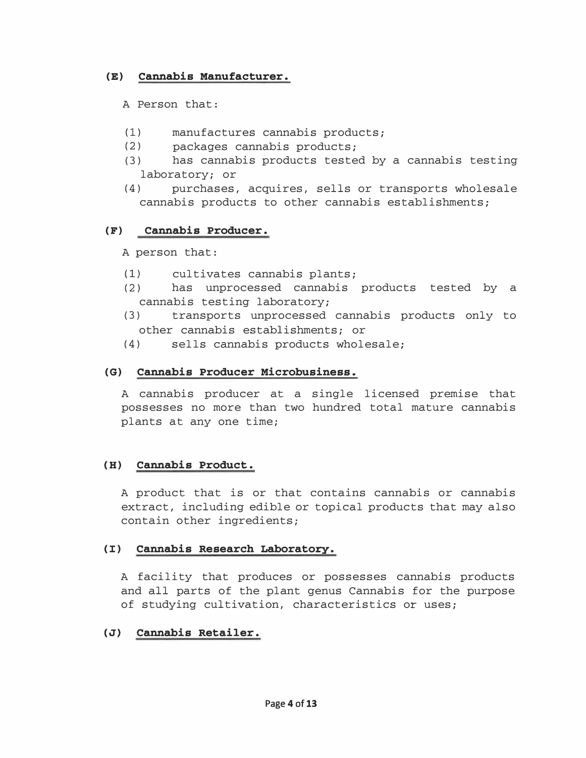**(E) Cannabis Manufacturer.**

A Person that:

(1) manufactures cannabis products;
(2) packages cannabis products;
(3) has cannabis products tested by a cannabis testing laboratory; or
(4) purchases, acquires, sells or transports wholesale cannabis products to other cannabis establishments;

**(F) Cannabis Producer.**

A person that:

(1) cultivates cannabis plants;
(2) has unprocessed cannabis products tested by a cannabis testing laboratory;
(3) transports unprocessed cannabis products only to other cannabis establishments; or
(4) sells cannabis products wholesale;

**(G) Cannabis Producer Microbusiness.**

A cannabis producer at a single licensed premise that possesses no more than two hundred total mature cannabis plants at any one time;

**(H) Cannabis Product.**

A product that is or that contains cannabis or cannabis extract, including edible or topical products that may also contain other ingredients;

**(I) Cannabis Research Laboratory.**

A facility that produces or possesses cannabis products and all parts of the plant genus Cannabis for the purpose of studying cultivation, characteristics or uses;

**(J) Cannabis Retailer.**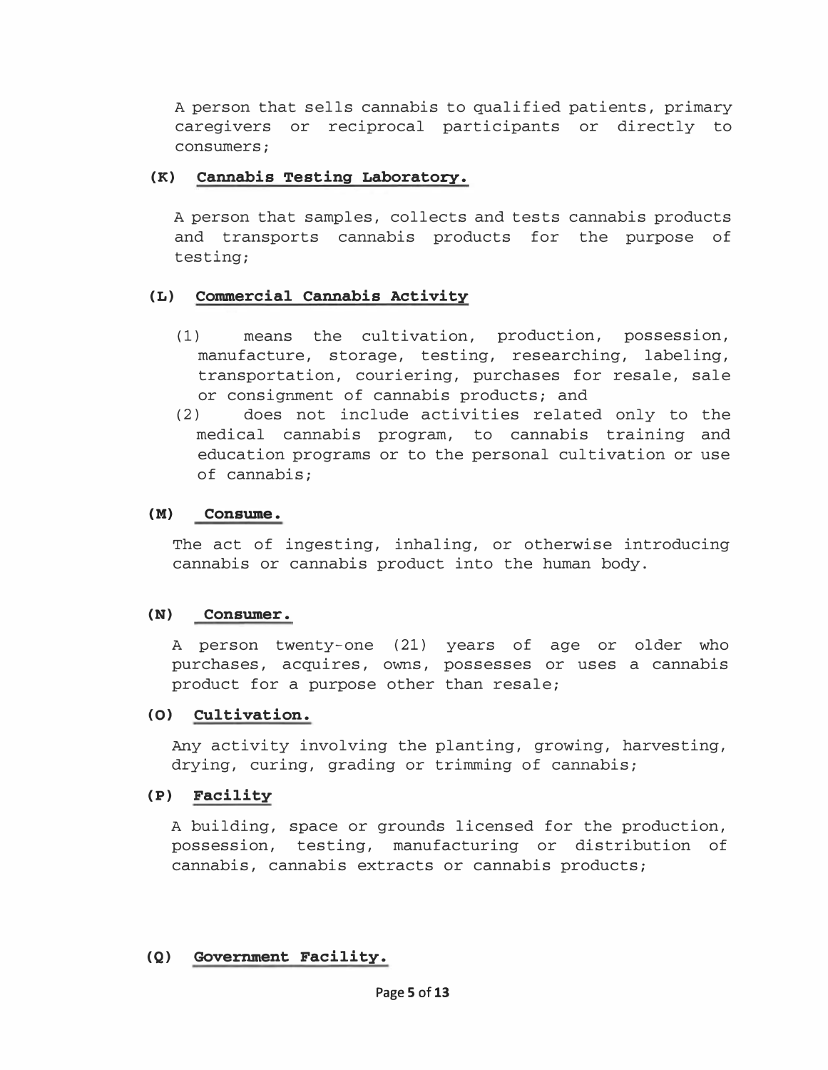A person that sells cannabis to qualified patients, primary caregivers or reciprocal participants or directly to consumers;

**(K) Cannabis Testing Laboratory.**

A person that samples, collects and tests cannabis products and transports cannabis products for the purpose of testing;

**(L) Commercial Cannabis Activity**

(1) means the cultivation, production, possession, manufacture, storage, testing, researching, labeling, transportation, couriering, purchases for resale, sale or consignment of cannabis products; and

(2) does not include activities related only to the medical cannabis program, to cannabis training and education programs or to the personal cultivation or use of cannabis;

**(M) Consume.**

The act of ingesting, inhaling, or otherwise introducing cannabis or cannabis product into the human body.

**(N) Consumer.**

A person twenty-one (21) years of age or older who purchases, acquires, owns, possesses or uses a cannabis product for a purpose other than resale;

**(O) Cultivation.**

Any activity involving the planting, growing, harvesting, drying, curing, grading or trimming of cannabis;

**(P) Facility**

A building, space or grounds licensed for the production, possession, testing, manufacturing or distribution of cannabis, cannabis extracts or cannabis products;

**(Q) Government Facility.**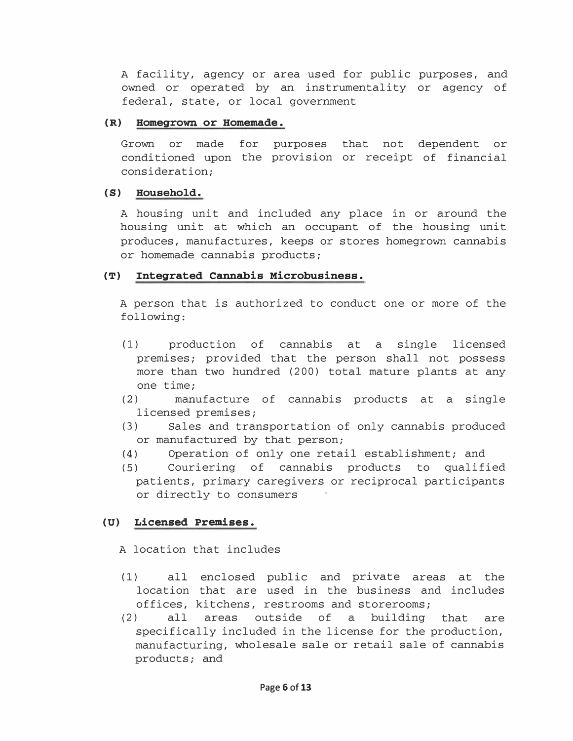A facility, agency or area used for public purposes, and owned or operated by an instrumentality or agency of federal, state, or local government

**(R) Homegrown or Homemade.**

Grown or made for purposes that not dependent or conditioned upon the provision or receipt of financial consideration;

**(S) Household.**

A housing unit and included any place in or around the housing unit at which an occupant of the housing unit produces, manufactures, keeps or stores homegrown cannabis or homemade cannabis products;

**(T) Integrated Cannabis Microbusiness.**

A person that is authorized to conduct one or more of the following:

(1) production of cannabis at a single licensed premises; provided that the person shall not possess more than two hundred (200) total mature plants at any one time;
(2) manufacture of cannabis products at a single licensed premises;
(3) Sales and transportation of only cannabis produced or manufactured by that person;
(4) Operation of only one retail establishment; and
(5) Couriering of cannabis products to qualified patients, primary caregivers or reciprocal participants or directly to consumers

**(U) Licensed Premises.**

A location that includes

(1) all enclosed public and private areas at the location that are used in the business and includes offices, kitchens, restrooms and storerooms;
(2) all areas outside of a building that are specifically included in the license for the production, manufacturing, wholesale sale or retail sale of cannabis products; and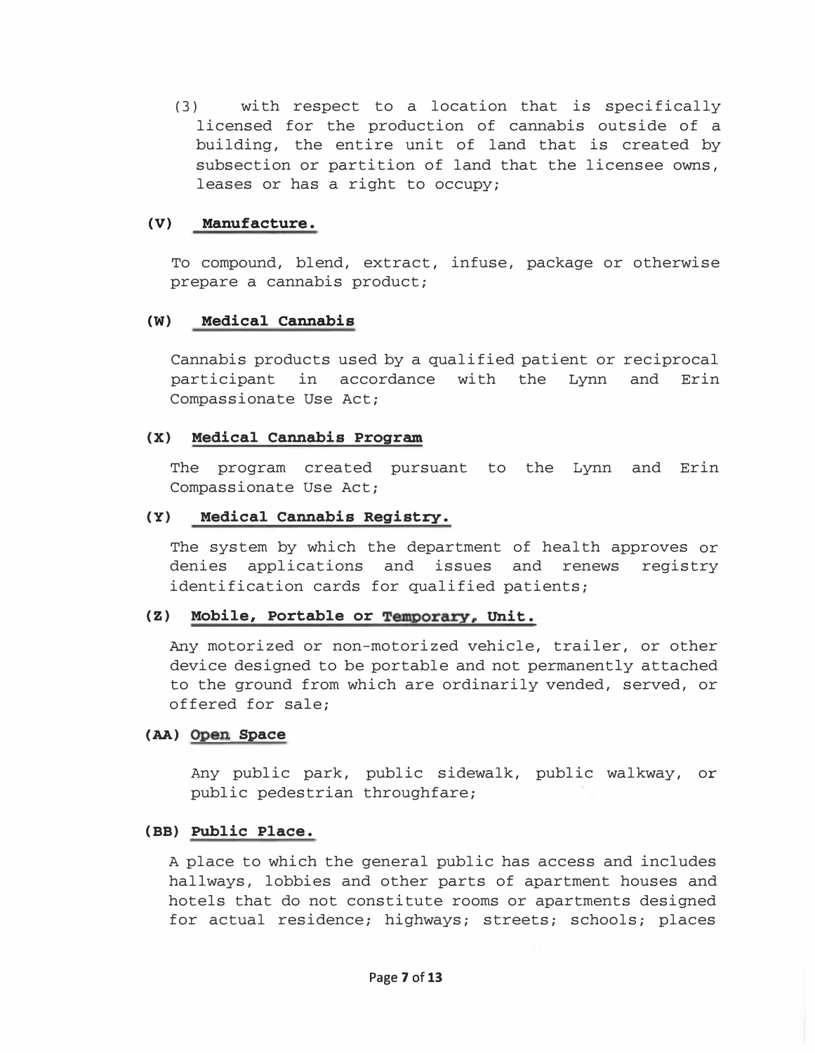(3) with respect to a location that is specifically licensed for the production of cannabis outside of a building, the entire unit of land that is created by subsection or partition of land that the licensee owns, leases or has a right to occupy;

**(V) Manufacture.**

To compound, blend, extract, infuse, package or otherwise prepare a cannabis product;

**(W) Medical Cannabis**

Cannabis products used by a qualified patient or reciprocal participant in accordance with the Lynn and Erin Compassionate Use Act;

**(X) Medical Cannabis Program**

The program created pursuant to the Lynn and Erin Compassionate Use Act;

**(Y) Medical Cannabis Registry.**

The system by which the department of health approves or denies applications and issues and renews registry identification cards for qualified patients;

**(Z) Mobile, Portable or Temporary, Unit.**

Any motorized or non-motorized vehicle, trailer, or other device designed to be portable and not permanently attached to the ground from which are ordinarily vended, served, or offered for sale;

**(AA) Open Space**

Any public park, public sidewalk, public walkway, or public pedestrian throughfare;

**(BB) Public Place.**

A place to which the general public has access and includes hallways, lobbies and other parts of apartment houses and hotels that do not constitute rooms or apartments designed for actual residence; highways; streets; schools; places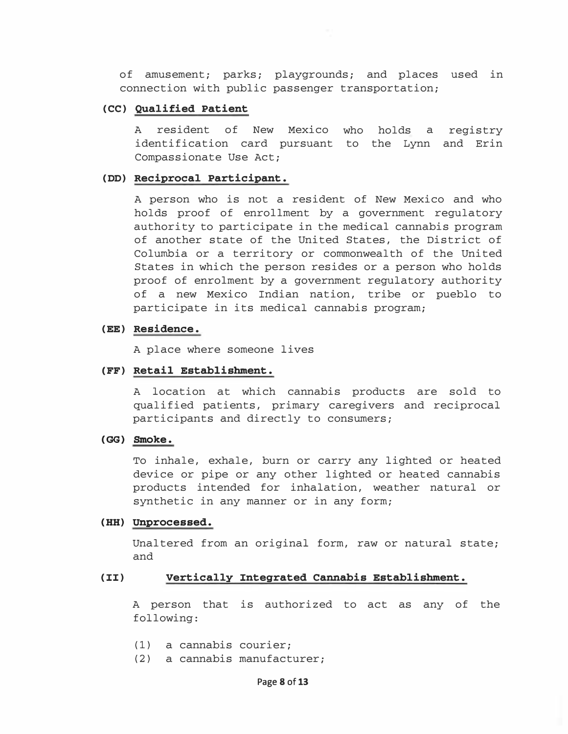of amusement; parks; playgrounds; and places used in connection with public passenger transportation;

**(CC) Qualified Patient**

A resident of New Mexico who holds a registry identification card pursuant to the Lynn and Erin Compassionate Use Act;

**(DD) Reciprocal Participant.**

A person who is not a resident of New Mexico and who holds proof of enrollment by a government regulatory authority to participate in the medical cannabis program of another state of the United States, the District of Columbia or a territory or commonwealth of the United States in which the person resides or a person who holds proof of enrolment by a government regulatory authority of a new Mexico Indian nation, tribe or pueblo to participate in its medical cannabis program;

**(EE) Residence.**

A place where someone lives

**(FF) Retail Establishment.**

A location at which cannabis products are sold to qualified patients, primary caregivers and reciprocal participants and directly to consumers;

**(GG) Smoke.**

To inhale, exhale, burn or carry any lighted or heated device or pipe or any other lighted or heated cannabis products intended for inhalation, weather natural or synthetic in any manner or in any form;

**(HH) Unprocessed.**

Unaltered from an original form, raw or natural state; and

**(II) Vertically Integrated Cannabis Establishment.**

A person that is authorized to act as any of the following:

(1) a cannabis courier;
(2) a cannabis manufacturer;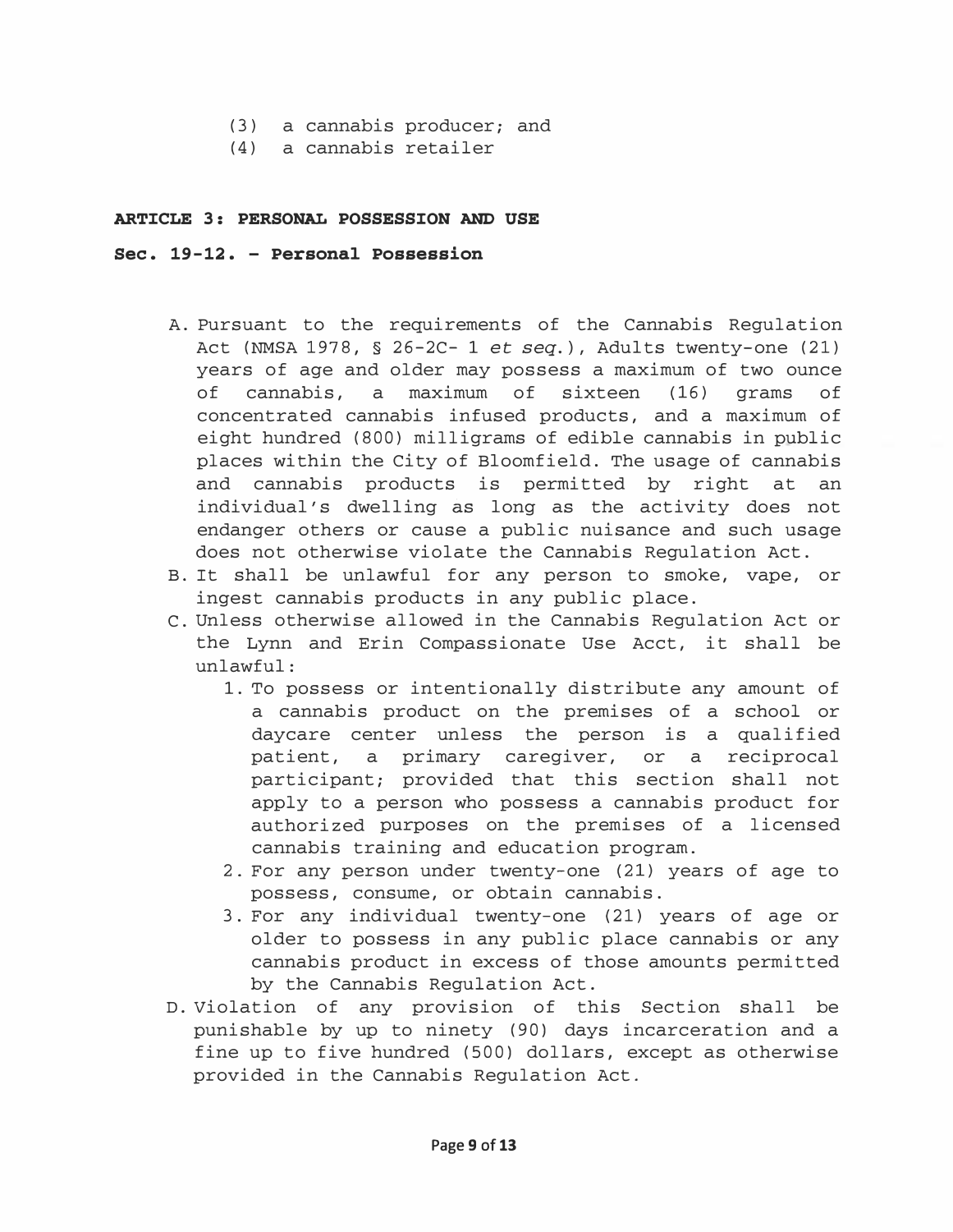(3) a cannabis producer; and
(4) a cannabis retailer

**ARTICLE 3: PERSONAL POSSESSION AND USE**

**Sec. 19-12. – Personal Possession**

A. Pursuant to the requirements of the Cannabis Regulation Act (NMSA 1978, § 26-2C- 1 *et seq.*), Adults twenty-one (21) years of age and older may possess a maximum of two ounce of cannabis, a maximum of sixteen (16) grams of concentrated cannabis infused products, and a maximum of eight hundred (800) milligrams of edible cannabis in public places within the City of Bloomfield. The usage of cannabis and cannabis products is permitted by right at an individual's dwelling as long as the activity does not endanger others or cause a public nuisance and such usage does not otherwise violate the Cannabis Regulation Act.

B. It shall be unlawful for any person to smoke, vape, or ingest cannabis products in any public place.

C. Unless otherwise allowed in the Cannabis Regulation Act or the Lynn and Erin Compassionate Use Acct, it shall be unlawful:

   1. To possess or intentionally distribute any amount of a cannabis product on the premises of a school or daycare center unless the person is a qualified patient, a primary caregiver, or a reciprocal participant; provided that this section shall not apply to a person who possess a cannabis product for authorized purposes on the premises of a licensed cannabis training and education program.
   2. For any person under twenty-one (21) years of age to possess, consume, or obtain cannabis.
   3. For any individual twenty-one (21) years of age or older to possess in any public place cannabis or any cannabis product in excess of those amounts permitted by the Cannabis Regulation Act.

D. Violation of any provision of this Section shall be punishable by up to ninety (90) days incarceration and a fine up to five hundred (500) dollars, except as otherwise provided in the Cannabis Regulation Act.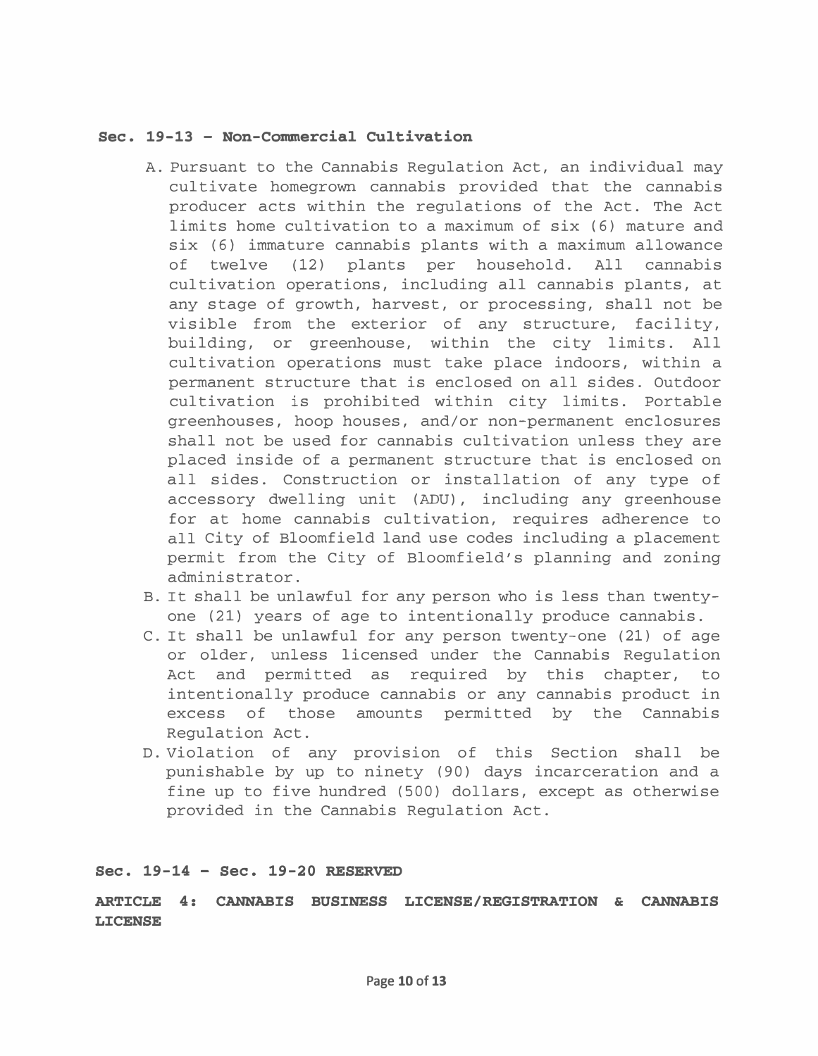**Sec. 19-13 – Non-Commercial Cultivation**

A. Pursuant to the Cannabis Regulation Act, an individual may cultivate homegrown cannabis provided that the cannabis producer acts within the regulations of the Act. The Act limits home cultivation to a maximum of six (6) mature and six (6) immature cannabis plants with a maximum allowance of twelve (12) plants per household. All cannabis cultivation operations, including all cannabis plants, at any stage of growth, harvest, or processing, shall not be visible from the exterior of any structure, facility, building, or greenhouse, within the city limits. All cultivation operations must take place indoors, within a permanent structure that is enclosed on all sides. Outdoor cultivation is prohibited within city limits. Portable greenhouses, hoop houses, and/or non-permanent enclosures shall not be used for cannabis cultivation unless they are placed inside of a permanent structure that is enclosed on all sides. Construction or installation of any type of accessory dwelling unit (ADU), including any greenhouse for at home cannabis cultivation, requires adherence to all City of Bloomfield land use codes including a placement permit from the City of Bloomfield's planning and zoning administrator.
B. It shall be unlawful for any person who is less than twenty-one (21) years of age to intentionally produce cannabis.
C. It shall be unlawful for any person twenty-one (21) of age or older, unless licensed under the Cannabis Regulation Act and permitted as required by this chapter, to intentionally produce cannabis or any cannabis product in excess of those amounts permitted by the Cannabis Regulation Act.
D. Violation of any provision of this Section shall be punishable by up to ninety (90) days incarceration and a fine up to five hundred (500) dollars, except as otherwise provided in the Cannabis Regulation Act.

**Sec. 19-14 – Sec. 19-20 RESERVED**

**ARTICLE 4: CANNABIS BUSINESS LICENSE/REGISTRATION & CANNABIS LICENSE**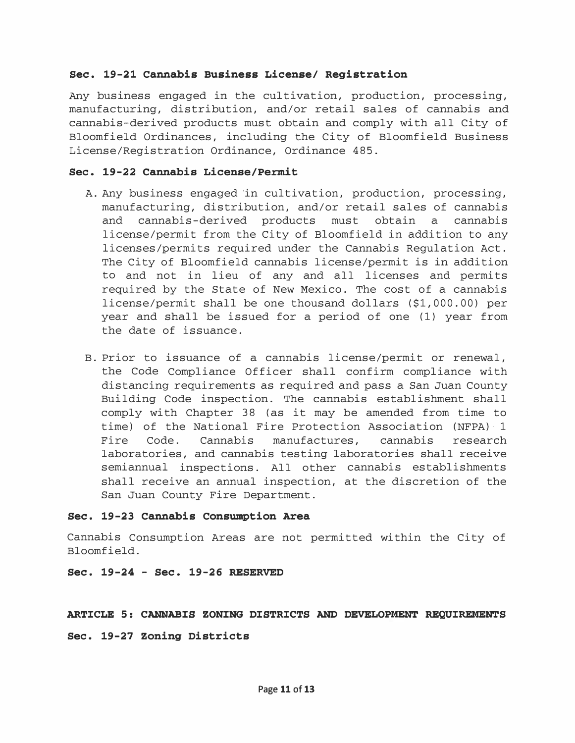### Sec. 19-21 Cannabis Business License/ Registration

Any business engaged in the cultivation, production, processing, manufacturing, distribution, and/or retail sales of cannabis and cannabis-derived products must obtain and comply with all City of Bloomfield Ordinances, including the City of Bloomfield Business License/Registration Ordinance, Ordinance 485.

### Sec. 19-22 Cannabis License/Permit

A. Any business engaged in cultivation, production, processing, manufacturing, distribution, and/or retail sales of cannabis and cannabis-derived products must obtain a cannabis license/permit from the City of Bloomfield in addition to any licenses/permits required under the Cannabis Regulation Act. The City of Bloomfield cannabis license/permit is in addition to and not in lieu of any and all licenses and permits required by the State of New Mexico. The cost of a cannabis license/permit shall be one thousand dollars ($1,000.00) per year and shall be issued for a period of one (1) year from the date of issuance.

B. Prior to issuance of a cannabis license/permit or renewal, the Code Compliance Officer shall confirm compliance with distancing requirements as required and pass a San Juan County Building Code inspection. The cannabis establishment shall comply with Chapter 38 (as it may be amended from time to time) of the National Fire Protection Association (NFPA) 1 Fire Code. Cannabis manufactures, cannabis research laboratories, and cannabis testing laboratories shall receive semiannual inspections. All other cannabis establishments shall receive an annual inspection, at the discretion of the San Juan County Fire Department.

### Sec. 19-23 Cannabis Consumption Area

Cannabis Consumption Areas are not permitted within the City of Bloomfield.

### Sec. 19-24 - Sec. 19-26 RESERVED

## ARTICLE 5: CANNABIS ZONING DISTRICTS AND DEVELOPMENT REQUIREMENTS

### Sec. 19-27 Zoning Districts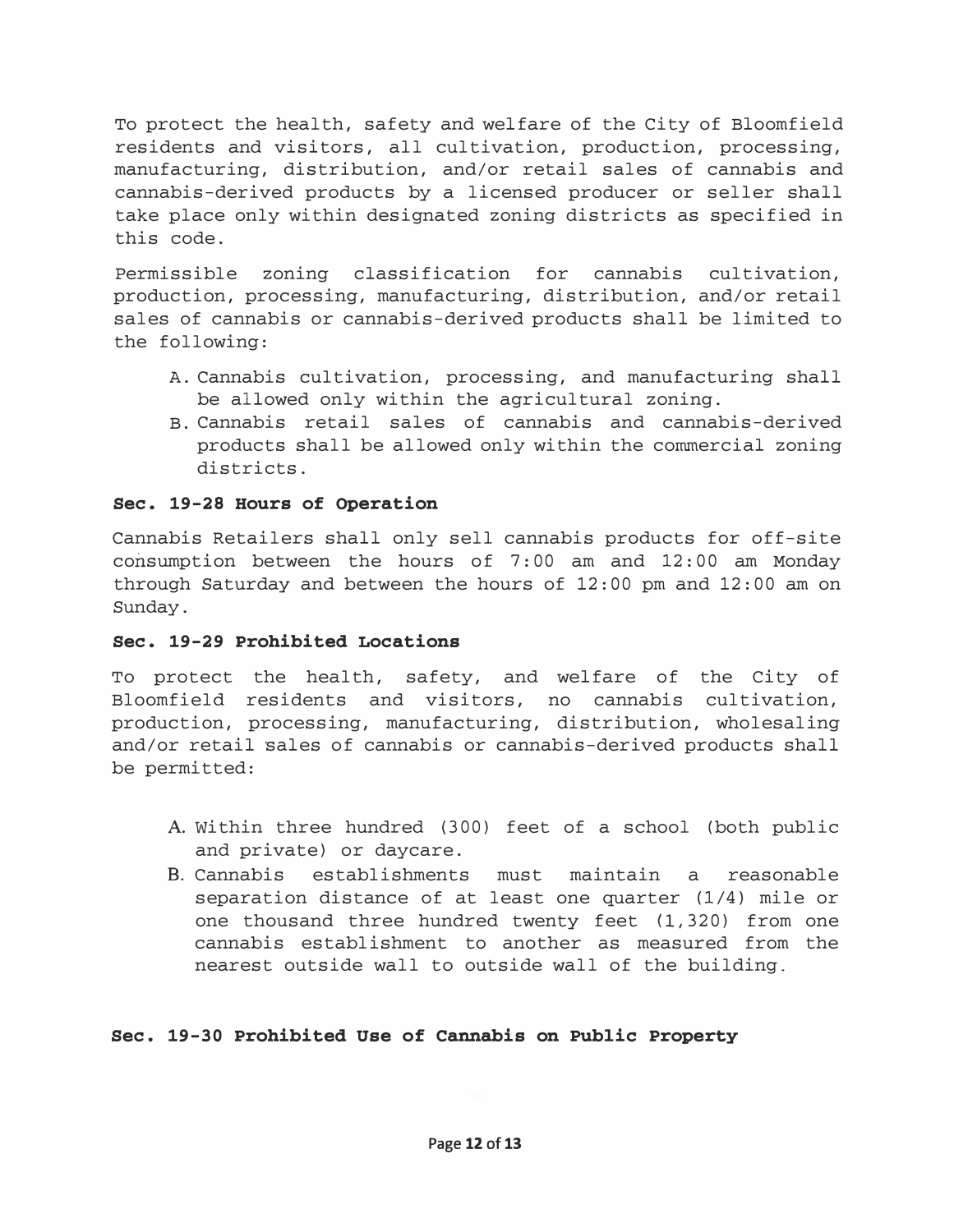To protect the health, safety and welfare of the City of Bloomfield residents and visitors, all cultivation, production, processing, manufacturing, distribution, and/or retail sales of cannabis and cannabis-derived products by a licensed producer or seller shall take place only within designated zoning districts as specified in this code.

Permissible zoning classification for cannabis cultivation, production, processing, manufacturing, distribution, and/or retail sales of cannabis or cannabis-derived products shall be limited to the following:

A. Cannabis cultivation, processing, and manufacturing shall be allowed only within the agricultural zoning.
B. Cannabis retail sales of cannabis and cannabis-derived products shall be allowed only within the commercial zoning districts.

**Sec. 19-28 Hours of Operation**

Cannabis Retailers shall only sell cannabis products for off-site consumption between the hours of 7:00 am and 12:00 am Monday through Saturday and between the hours of 12:00 pm and 12:00 am on Sunday.

**Sec. 19-29 Prohibited Locations**

To protect the health, safety, and welfare of the City of Bloomfield residents and visitors, no cannabis cultivation, production, processing, manufacturing, distribution, wholesaling and/or retail sales of cannabis or cannabis-derived products shall be permitted:

A. Within three hundred (300) feet of a school (both public and private) or daycare.
B. Cannabis establishments must maintain a reasonable separation distance of at least one quarter (1/4) mile or one thousand three hundred twenty feet (1,320) from one cannabis establishment to another as measured from the nearest outside wall to outside wall of the building.

**Sec. 19-30 Prohibited Use of Cannabis on Public Property**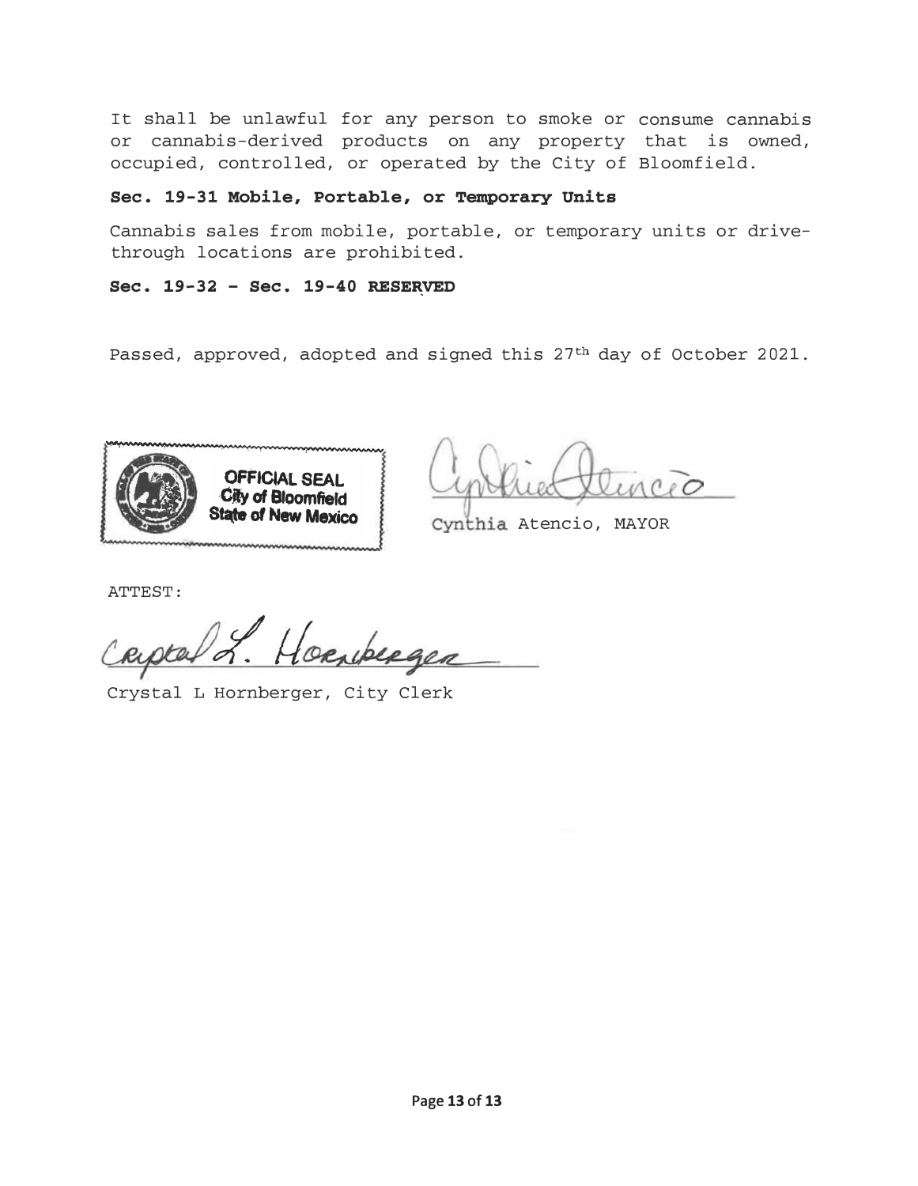It shall be unlawful for any person to smoke or consume cannabis or cannabis-derived products on any property that is owned, occupied, controlled, or operated by the City of Bloomfield.

**Sec. 19-31 Mobile, Portable, or Temporary Units**

Cannabis sales from mobile, portable, or temporary units or drive-through locations are prohibited.

**Sec. 19-32 - Sec. 19-40 RESERVED**

Passed, approved, adopted and signed this 27th day of October 2021.

OFFICIAL SEAL
City of Bloomfield
State of New Mexico

Cynthia Atencio, MAYOR

ATTEST:

Crystal L Hornberger, City Clerk